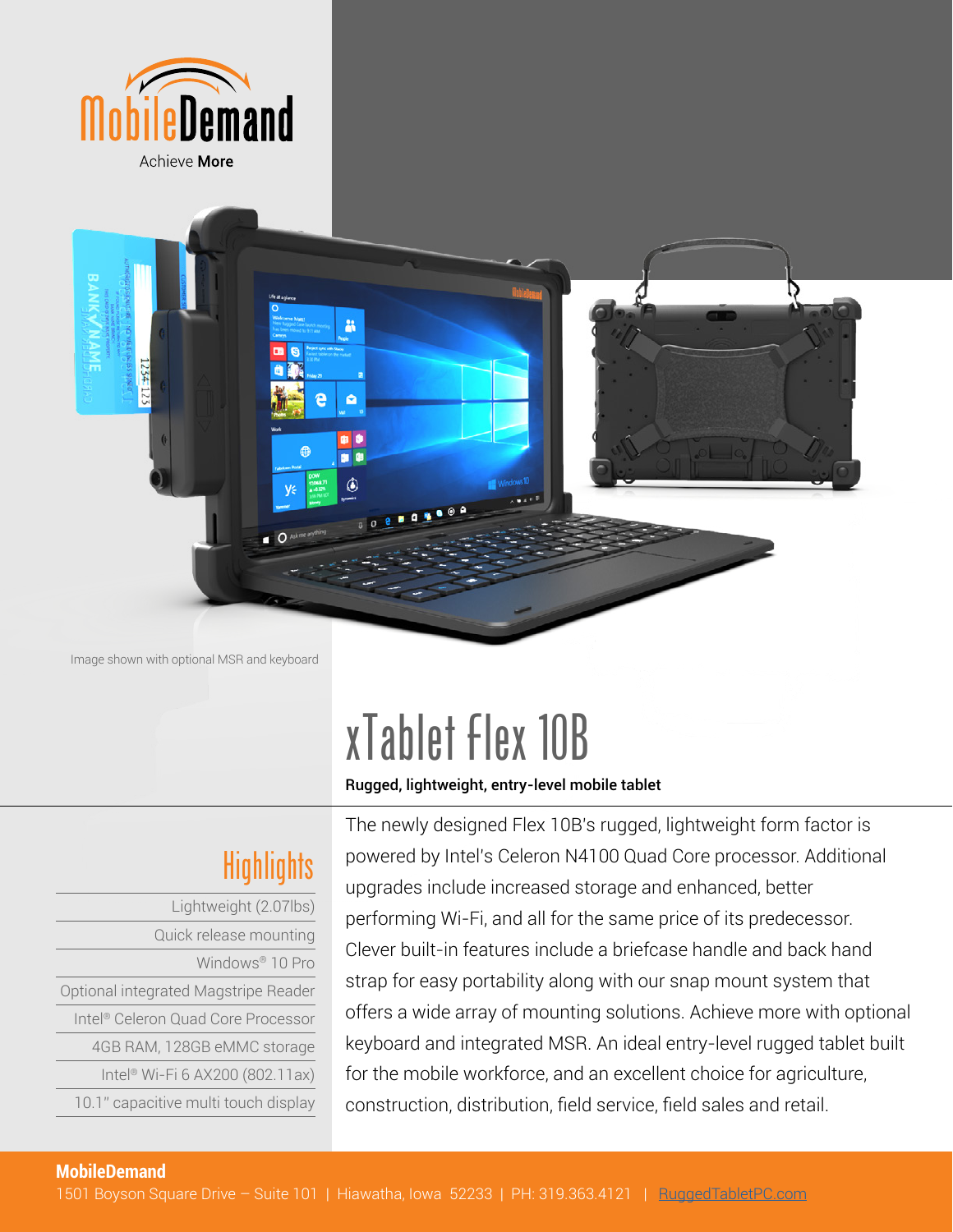MobileDemand

Achieve **More**

Image shown with optional MSR and keyboard

# xTablet Flex 10B

**Rugged, lightweight, entry-level mobile tablet**

## Highlights

- Lightweight (2.07lbs)
- Quick release mounting
- Windows® 10 Pro
- Optional integrated Magstripe Reader
- Intel® Celeron Quad Core Processor
- 4GB RAM, 128GB eMMC storage
- Intel® Wi-Fi 6 AX200 (802.11ax)
- 10.1" capacitive multi touch display

The newly designed Flex 10B's rugged, lightweight form factor is powered by Intel's Celeron N4100 Quad Core processor. Additional upgrades include increased storage and enhanced, better performing Wi-Fi, and all for the same price of its predecessor. Clever built-in features include a briefcase handle and back hand strap for easy portability along with our snap mount system that offers a wide array of mounting solutions. Achieve more with optional keyboard and integrated MSR. An ideal entry-level rugged tablet built for the mobile workforce, and an excellent choice for agriculture, construction, distribution, field service, field sales and retail.

**MobileDemand**

1501 Boyson Square Drive – Suite 101 | Hiawatha, Iowa 52233 | PH: 319.363.4121 | RuggedTabletPC.com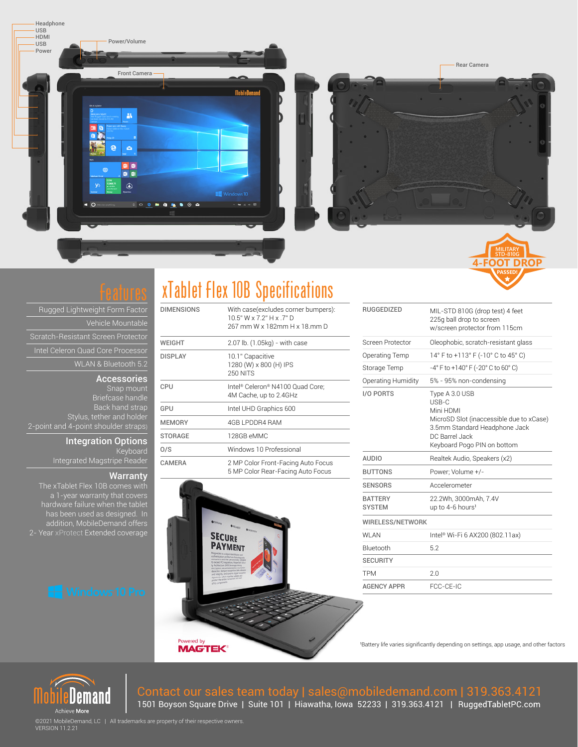Headphone
USB
HDMI
USB
Power
Power/Volume
Front Camera
Rear Camera

MILITARY STD-810G
4-FOOT DROP
PASSED!

## Features

Rugged Lightweight Form Factor
Vehicle Mountable
Scratch-Resistant Screen Protector
Intel Celeron Quad Core Processor
WLAN & Bluetooth 5.2

### Accessories

Snap mount
Briefcase handle
Back hand strap
Stylus, tether and holder
2-point and 4-point shoulder straps)

### Integration Options

Keyboard
Integrated Magstripe Reader

### Warranty

The xTablet Flex 10B comes with a 1-year warranty that covers hardware failure when the tablet has been used as designed. In addition, MobileDemand offers 2- Year xProtect Extended coverage

Windows 10 Pro

# xTablet Flex 10B Specifications

| | |
|---|---|
| DIMENSIONS | With case(excludes corner bumpers): 10.5" W x 7.2" H x .7" D 267 mm W x 182mm H x 18.mm D |
| WEIGHT | 2.07 lb. (1.05kg) - with case |
| DISPLAY | 10.1" Capacitive 1280 (W) x 800 (H) IPS 250 NITS |
| CPU | Intel® Celeron® N4100 Quad Core; 4M Cache, up to 2.4GHz |
| GPU | Intel UHD Graphics 600 |
| MEMORY | 4GB LPDDR4 RAM |
| STORAGE | 128GB eMMC |
| O/S | Windows 10 Professional |
| CAMERA | 2 MP Color Front-Facing Auto Focus 5 MP Color Rear-Facing Auto Focus |

| | |
|---|---|
| RUGGEDIZED | MIL-STD 810G (drop test) 4 feet 225g ball drop to screen w/screen protector from 115cm |
| Screen Protector | Oleophobic, scratch-resistant glass |
| Operating Temp | 14° F to +113° F (-10° C to 45° C) |
| Storage Temp | -4° F to +140° F (-20° C to 60° C) |
| Operating Humidity | 5% - 95% non-condensing |
| I/O PORTS | Type A 3.0 USB<br>USB-C<br>Mini HDMI<br>MicroSD Slot (inaccessible due to xCase)<br>3.5mm Standard Headphone Jack<br>DC Barrel Jack<br>Keyboard Pogo PIN on bottom |
| AUDIO | Realtek Audio, Speakers (x2) |
| BUTTONS | Power; Volume +/- |
| SENSORS | Accelerometer |
| BATTERY SYSTEM | 22.2Wh, 3000mAh, 7.4V up to 4-6 hours[1] |
| WIRELESS/NETWORK | |
| WLAN | Intel® Wi-Fi 6 AX200 (802.11ax) |
| Bluetooth | 5.2 |
| SECURITY | |
| TPM | 2.0 |
| AGENCY APPR | FCC-CE-IC |

Powered by MAGTEK

[1]Battery life varies significantly depending on settings, app usage, and other factors

MobileDemand
Achieve More

Contact our sales team today | sales@mobiledemand.com | 319.363.4121
1501 Boyson Square Drive | Suite 101 | Hiawatha, Iowa 52233 | 319.363.4121 | RuggedTabletPC.com

©2021 MobileDemand, LC | All trademarks are property of their respective owners.
VERSION 11.2.21